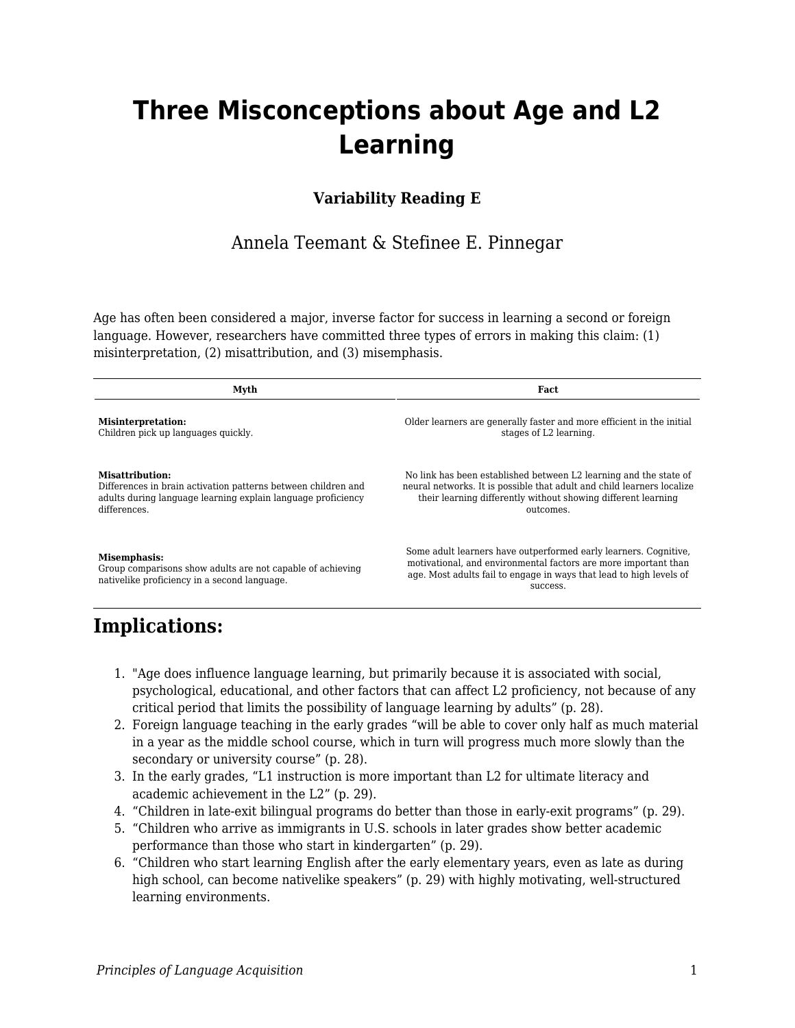# Three Misconceptions about Age and L2 Learning

### Variability Reading E

Annela Teemant & Stefinee E. Pinnegar

Age has often been considered a major, inverse factor for success in learning a second or foreign language. However, researchers have committed three types of errors in making this claim: (1) misinterpretation, (2) misattribution, and (3) misemphasis.

| Myth | Fact |
|---|---|
| **Misinterpretation:** Children pick up languages quickly. | Older learners are generally faster and more efficient in the initial stages of L2 learning. |
| **Misattribution:** Differences in brain activation patterns between children and adults during language learning explain language proficiency differences. | No link has been established between L2 learning and the state of neural networks. It is possible that adult and child learners localize their learning differently without showing different learning outcomes. |
| **Misemphasis:** Group comparisons show adults are not capable of achieving nativelike proficiency in a second language. | Some adult learners have outperformed early learners. Cognitive, motivational, and environmental factors are more important than age. Most adults fail to engage in ways that lead to high levels of success. |

## Implications:

1. "Age does influence language learning, but primarily because it is associated with social, psychological, educational, and other factors that can affect L2 proficiency, not because of any critical period that limits the possibility of language learning by adults" (p. 28).
2. Foreign language teaching in the early grades "will be able to cover only half as much material in a year as the middle school course, which in turn will progress much more slowly than the secondary or university course" (p. 28).
3. In the early grades, "L1 instruction is more important than L2 for ultimate literacy and academic achievement in the L2" (p. 29).
4. "Children in late-exit bilingual programs do better than those in early-exit programs" (p. 29).
5. "Children who arrive as immigrants in U.S. schools in later grades show better academic performance than those who start in kindergarten" (p. 29).
6. "Children who start learning English after the early elementary years, even as late as during high school, can become nativelike speakers" (p. 29) with highly motivating, well-structured learning environments.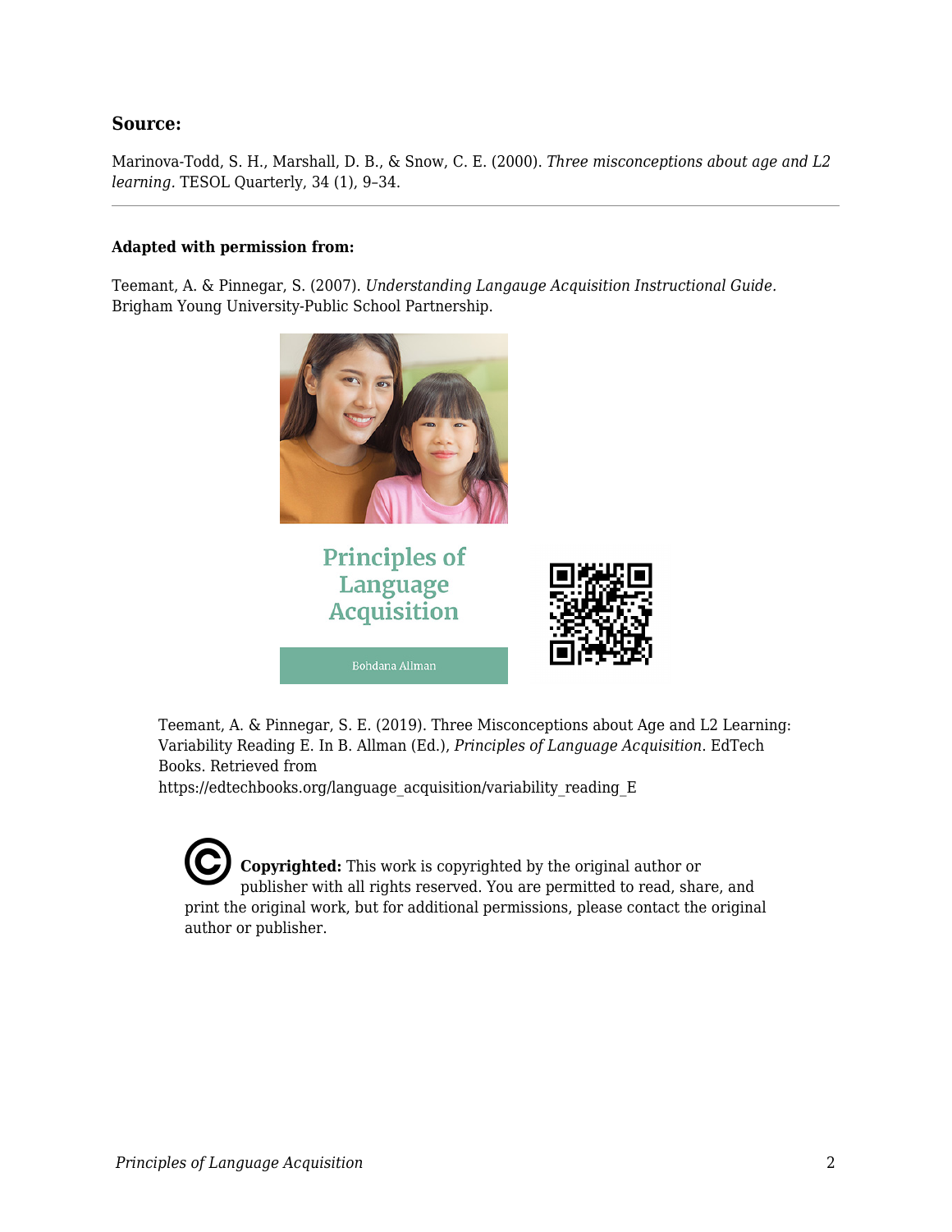### Source:

Marinova-Todd, S. H., Marshall, D. B., & Snow, C. E. (2000). *Three misconceptions about age and L2 learning*. TESOL Quarterly, 34 (1), 9–34.

---

**Adapted with permission from:**

Teemant, A. & Pinnegar, S. (2007). *Understanding Langauge Acquisition Instructional Guide*. Brigham Young University-Public School Partnership.

Teemant, A. & Pinnegar, S. E. (2019). Three Misconceptions about Age and L2 Learning: Variability Reading E. In B. Allman (Ed.), *Principles of Language Acquisition*. EdTech Books. Retrieved from https://edtechbooks.org/language_acquisition/variability_reading_E

**Copyrighted:** This work is copyrighted by the original author or publisher with all rights reserved. You are permitted to read, share, and print the original work, but for additional permissions, please contact the original author or publisher.